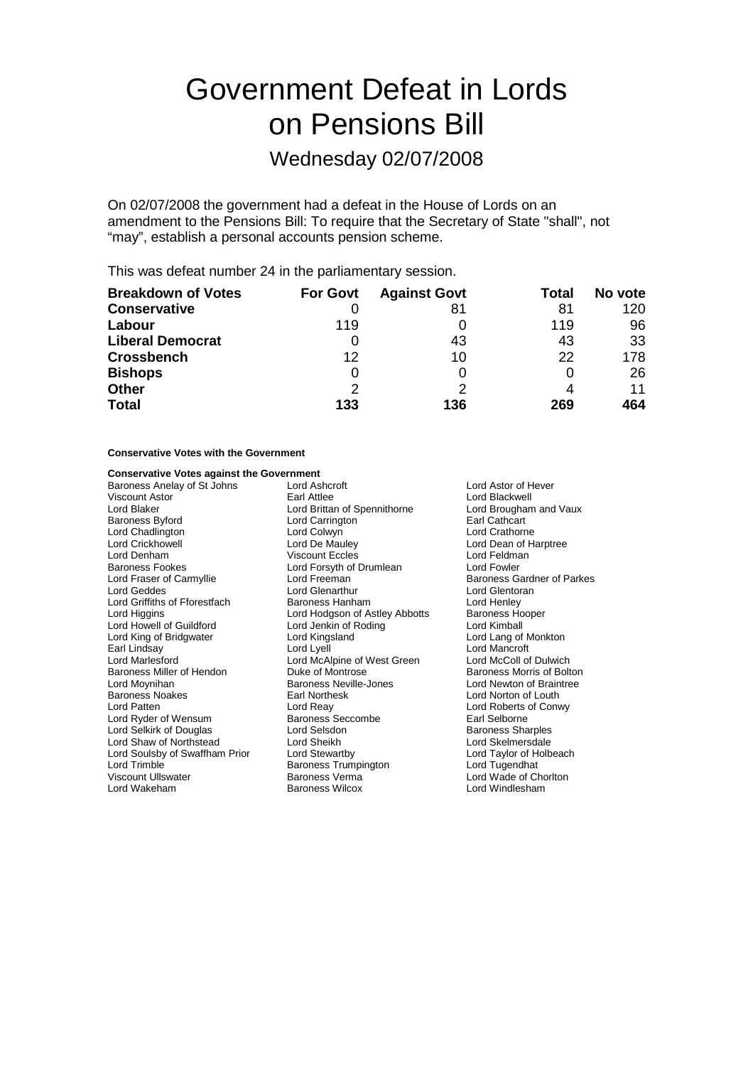# Government Defeat in Lords on Pensions Bill

## Wednesday 02/07/2008

On 02/07/2008 the government had a defeat in the House of Lords on an amendment to the Pensions Bill: To require that the Secretary of State "shall", not "may", establish a personal accounts pension scheme.

This was defeat number 24 in the parliamentary session.

| **Breakdown of Votes** | **For Govt** | **Against Govt** | **Total** | **No vote** |
|---|---|---|---|---|
| **Conservative** | 0 | 81 | 81 | 120 |
| **Labour** | 119 | 0 | 119 | 96 |
| **Liberal Democrat** | 0 | 43 | 43 | 33 |
| **Crossbench** | 12 | 10 | 22 | 178 |
| **Bishops** | 0 | 0 | 0 | 26 |
| **Other** | 2 | 2 | 4 | 11 |
| **Total** | **133** | **136** | **269** | **464** |

**Conservative Votes with the Government**

**Conservative Votes against the Government**

Baroness Anelay of St Johns
Lord Ashcroft
Lord Astor of Hever
Viscount Astor
Earl Attlee
Lord Blackwell
Lord Blaker
Lord Brittan of Spennithorne
Lord Brougham and Vaux
Baroness Byford
Lord Carrington
Earl Cathcart
Lord Chadlington
Lord Colwyn
Lord Crathorne
Lord Crickhowell
Lord De Mauley
Lord Dean of Harptree
Lord Denham
Viscount Eccles
Lord Feldman
Baroness Fookes
Lord Forsyth of Drumlean
Lord Fowler
Lord Fraser of Carmyllie
Lord Freeman
Baroness Gardner of Parkes
Lord Geddes
Lord Glenarthur
Lord Glentoran
Lord Griffiths of Fforestfach
Baroness Hanham
Lord Henley
Lord Higgins
Lord Hodgson of Astley Abbotts
Baroness Hooper
Lord Howell of Guildford
Lord Jenkin of Roding
Lord Kimball
Lord King of Bridgwater
Lord Kingsland
Lord Lang of Monkton
Earl Lindsay
Lord Lyell
Lord Mancroft
Lord Marlesford
Lord McAlpine of West Green
Lord McColl of Dulwich
Baroness Miller of Hendon
Duke of Montrose
Baroness Morris of Bolton
Lord Moynihan
Baroness Neville-Jones
Lord Newton of Braintree
Baroness Noakes
Earl Northesk
Lord Norton of Louth
Lord Patten
Lord Reay
Lord Roberts of Conwy
Lord Ryder of Wensum
Baroness Seccombe
Earl Selborne
Lord Selkirk of Douglas
Lord Selsdon
Baroness Sharples
Lord Shaw of Northstead
Lord Sheikh
Lord Skelmersdale
Lord Soulsby of Swaffham Prior
Lord Stewartby
Lord Taylor of Holbeach
Lord Trimble
Baroness Trumpington
Lord Tugendhat
Viscount Ullswater
Baroness Verma
Lord Wade of Chorlton
Lord Wakeham
Baroness Wilcox
Lord Windlesham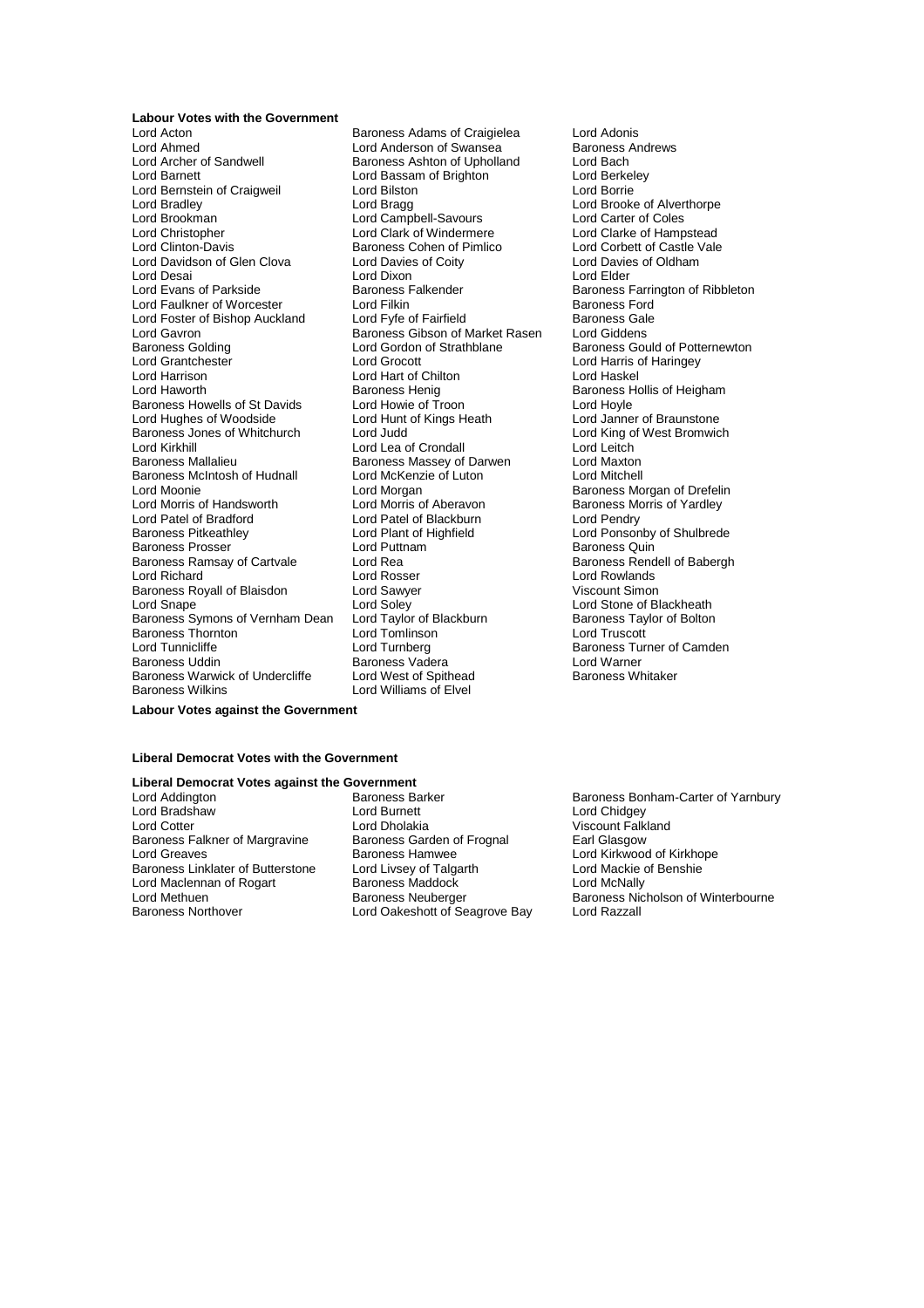**Labour Votes with the Government**

Lord Acton
Baroness Adams of Craigielea
Lord Adonis
Lord Ahmed
Lord Anderson of Swansea
Baroness Andrews
Lord Archer of Sandwell
Baroness Ashton of Upholland
Lord Bach
Lord Barnett
Lord Bassam of Brighton
Lord Berkeley
Lord Bernstein of Craigweil
Lord Bilston
Lord Borrie
Lord Bradley
Lord Bragg
Lord Brooke of Alverthorpe
Lord Brookman
Lord Campbell-Savours
Lord Carter of Coles
Lord Christopher
Lord Clark of Windermere
Lord Clarke of Hampstead
Lord Clinton-Davis
Baroness Cohen of Pimlico
Lord Corbett of Castle Vale
Lord Davidson of Glen Clova
Lord Davies of Coity
Lord Davies of Oldham
Lord Desai
Lord Dixon
Lord Elder
Lord Evans of Parkside
Baroness Falkender
Baroness Farrington of Ribbleton
Lord Faulkner of Worcester
Lord Filkin
Baroness Ford
Lord Foster of Bishop Auckland
Lord Fyfe of Fairfield
Baroness Gale
Lord Gavron
Baroness Gibson of Market Rasen
Lord Giddens
Baroness Golding
Lord Gordon of Strathblane
Baroness Gould of Potternewton
Lord Grantchester
Lord Grocott
Lord Harris of Haringey
Lord Harrison
Lord Hart of Chilton
Lord Haskel
Lord Haworth
Baroness Henig
Baroness Hollis of Heigham
Baroness Howells of St Davids
Lord Howie of Troon
Lord Hoyle
Lord Hughes of Woodside
Lord Hunt of Kings Heath
Lord Janner of Braunstone
Baroness Jones of Whitchurch
Lord Judd
Lord King of West Bromwich
Lord Kirkhill
Lord Lea of Crondall
Lord Leitch
Baroness Mallalieu
Baroness Massey of Darwen
Lord Maxton
Baroness McIntosh of Hudnall
Lord McKenzie of Luton
Lord Mitchell
Lord Moonie
Lord Morgan
Baroness Morgan of Drefelin
Lord Morris of Handsworth
Lord Morris of Aberavon
Baroness Morris of Yardley
Lord Patel of Bradford
Lord Patel of Blackburn
Lord Pendry
Baroness Pitkeathley
Lord Plant of Highfield
Lord Ponsonby of Shulbrede
Baroness Prosser
Lord Puttnam
Baroness Quin
Baroness Ramsay of Cartvale
Lord Rea
Baroness Rendell of Babergh
Lord Richard
Lord Rosser
Lord Rowlands
Baroness Royall of Blaisdon
Lord Sawyer
Viscount Simon
Lord Snape
Lord Soley
Lord Stone of Blackheath
Baroness Symons of Vernham Dean
Lord Taylor of Blackburn
Baroness Taylor of Bolton
Baroness Thornton
Lord Tomlinson
Lord Truscott
Lord Tunnicliffe
Lord Turnberg
Baroness Turner of Camden
Baroness Uddin
Baroness Vadera
Lord Warner
Baroness Warwick of Undercliffe
Lord West of Spithead
Baroness Whitaker
Baroness Wilkins
Lord Williams of Elvel

**Labour Votes against the Government**

**Liberal Democrat Votes with the Government**

**Liberal Democrat Votes against the Government**

Lord Addington
Baroness Barker
Baroness Bonham-Carter of Yarnbury
Lord Bradshaw
Lord Burnett
Lord Chidgey
Lord Cotter
Lord Dholakia
Viscount Falkland
Baroness Falkner of Margravine
Baroness Garden of Frognal
Earl Glasgow
Lord Greaves
Baroness Hamwee
Lord Kirkwood of Kirkhope
Baroness Linklater of Butterstone
Lord Livsey of Talgarth
Lord Mackie of Benshie
Lord Maclennan of Rogart
Baroness Maddock
Lord McNally
Lord Methuen
Baroness Neuberger
Baroness Nicholson of Winterbourne
Baroness Northover
Lord Oakeshott of Seagrove Bay
Lord Razzall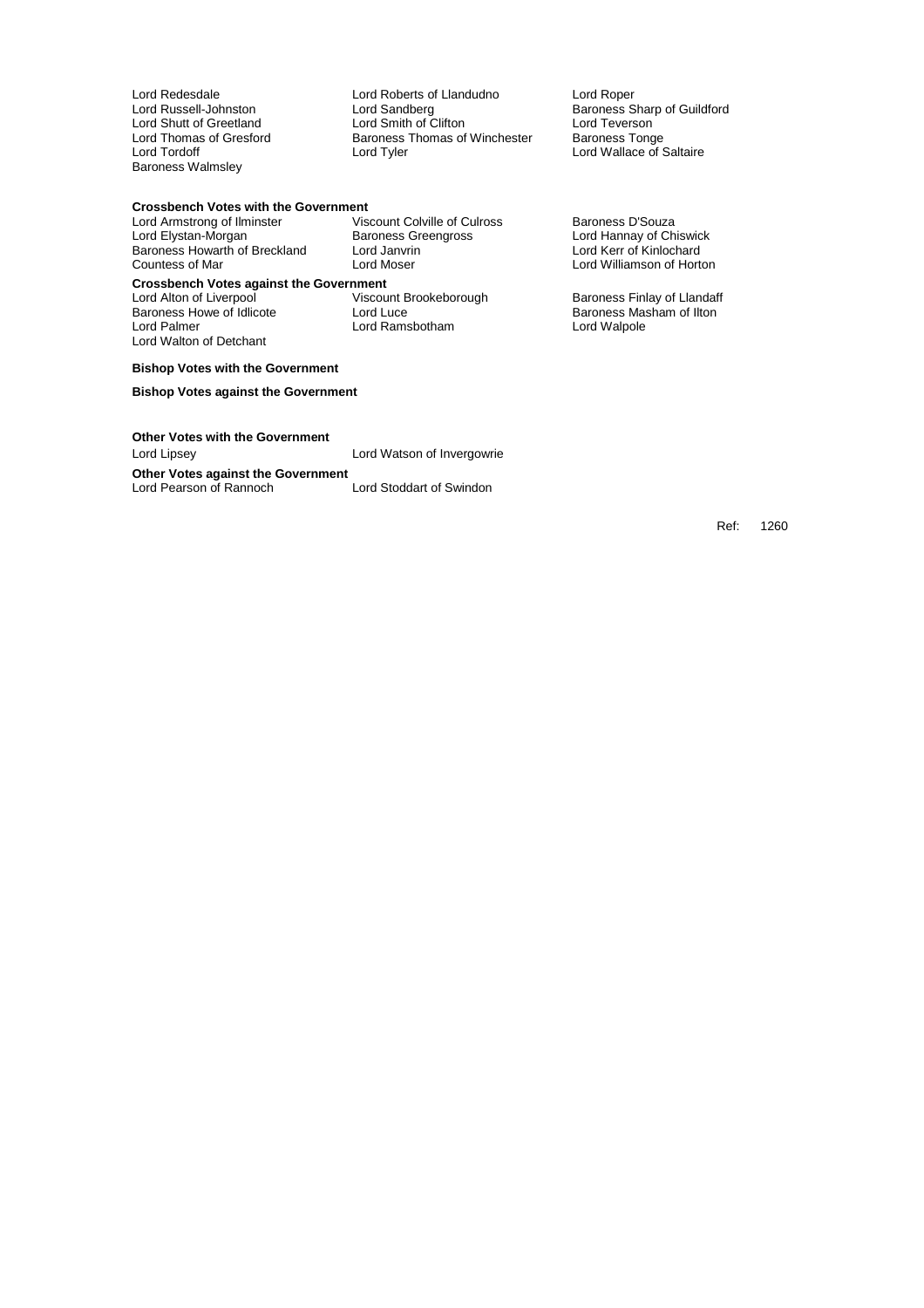Lord Redesdale
Lord Roberts of Llandudno
Lord Roper
Lord Russell-Johnston
Lord Sandberg
Baroness Sharp of Guildford
Lord Shutt of Greetland
Lord Smith of Clifton
Lord Teverson
Lord Thomas of Gresford
Baroness Thomas of Winchester
Baroness Tonge
Lord Tordoff
Lord Tyler
Lord Wallace of Saltaire
Baroness Walmsley

**Crossbench Votes with the Government**

Lord Armstrong of Ilminster
Viscount Colville of Culross
Baroness D'Souza
Lord Elystan-Morgan
Baroness Greengross
Lord Hannay of Chiswick
Baroness Howarth of Breckland
Lord Janvrin
Lord Kerr of Kinlochard
Countess of Mar
Lord Moser
Lord Williamson of Horton

**Crossbench Votes against the Government**

Lord Alton of Liverpool
Viscount Brookeborough
Baroness Finlay of Llandaff
Baroness Howe of Idlicote
Lord Luce
Baroness Masham of Ilton
Lord Palmer
Lord Ramsbotham
Lord Walpole
Lord Walton of Detchant

**Bishop Votes with the Government**

**Bishop Votes against the Government**

**Other Votes with the Government**

Lord Lipsey
Lord Watson of Invergowrie

**Other Votes against the Government**

Lord Pearson of Rannoch
Lord Stoddart of Swindon

Ref: 1260